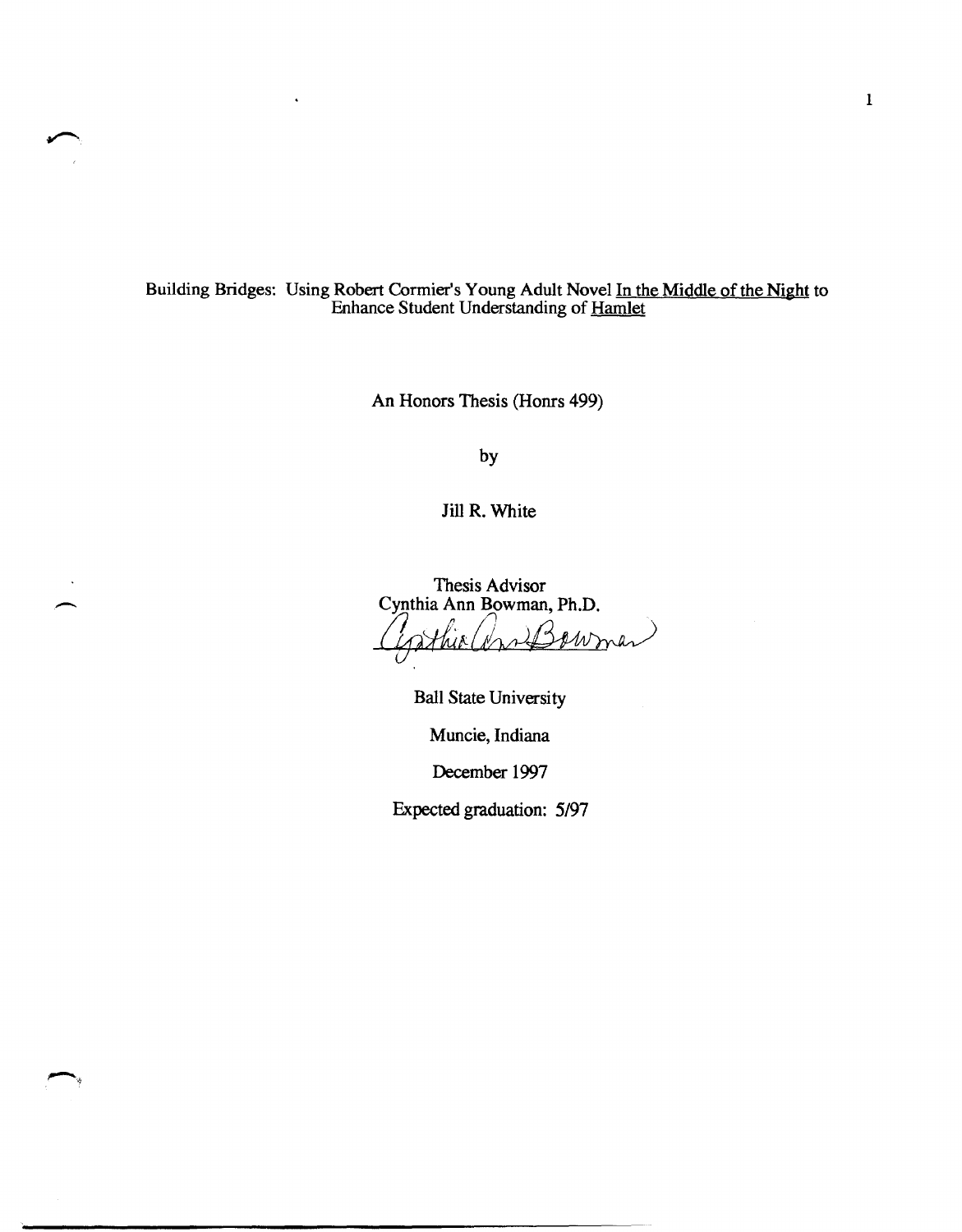# Building Bridges: Using Robert Cormier's Young Adult Novel <u>In the Middle of the Night</u> to Enhance Student Understanding of <u>Hamlet</u>

An Honors Thesis (Honrs 499)

by

Jill R. White

Thesis Advisor
Cynthia Ann Bowman, Ph.D.

Ball State University

Muncie, Indiana

December 1997

Expected graduation: 5/97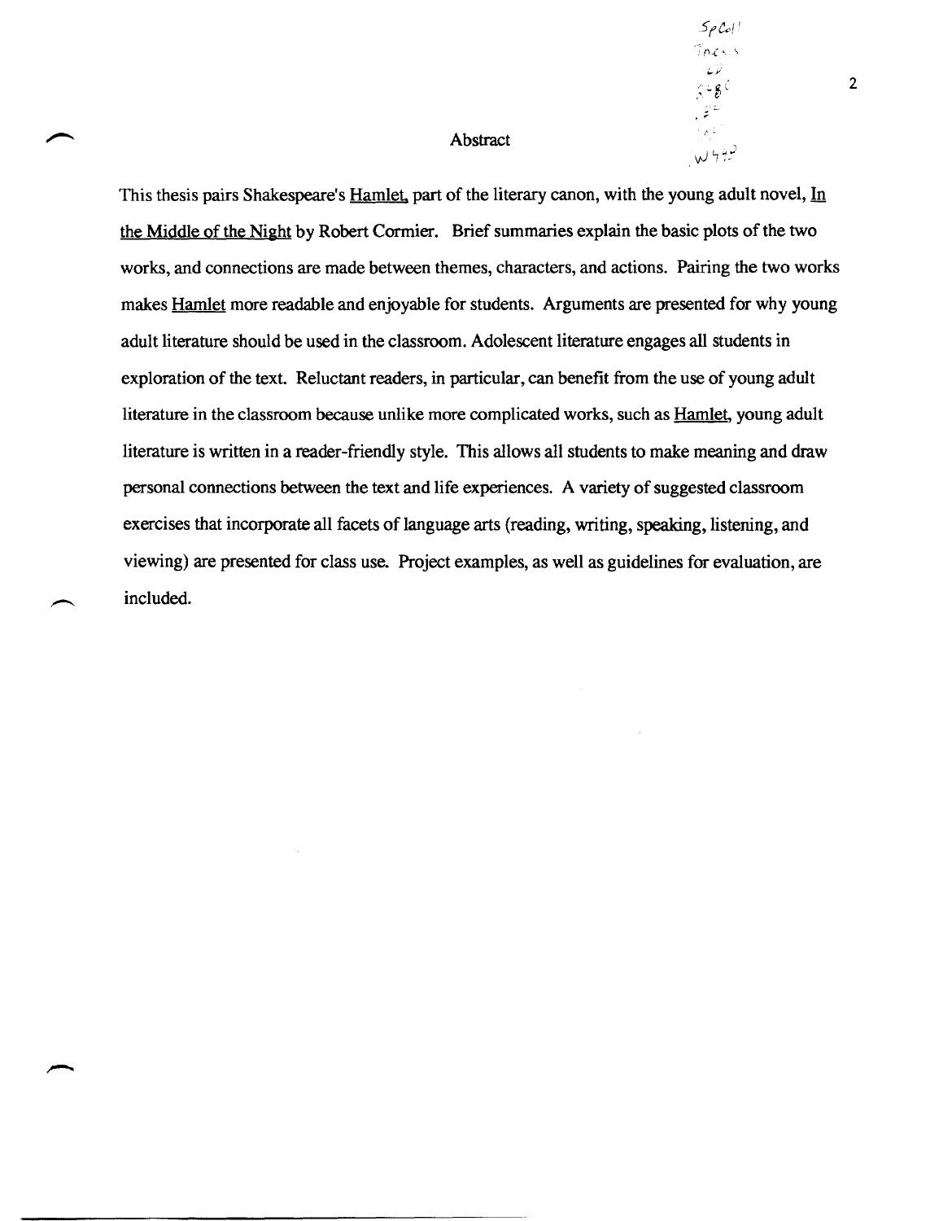## Abstract

This thesis pairs Shakespeare's Hamlet, part of the literary canon, with the young adult novel, In the Middle of the Night by Robert Cormier. Brief summaries explain the basic plots of the two works, and connections are made between themes, characters, and actions. Pairing the two works makes Hamlet more readable and enjoyable for students. Arguments are presented for why young adult literature should be used in the classroom. Adolescent literature engages all students in exploration of the text. Reluctant readers, in particular, can benefit from the use of young adult literature in the classroom because unlike more complicated works, such as Hamlet, young adult literature is written in a reader-friendly style. This allows all students to make meaning and draw personal connections between the text and life experiences. A variety of suggested classroom exercises that incorporate all facets of language arts (reading, writing, speaking, listening, and viewing) are presented for class use. Project examples, as well as guidelines for evaluation, are included.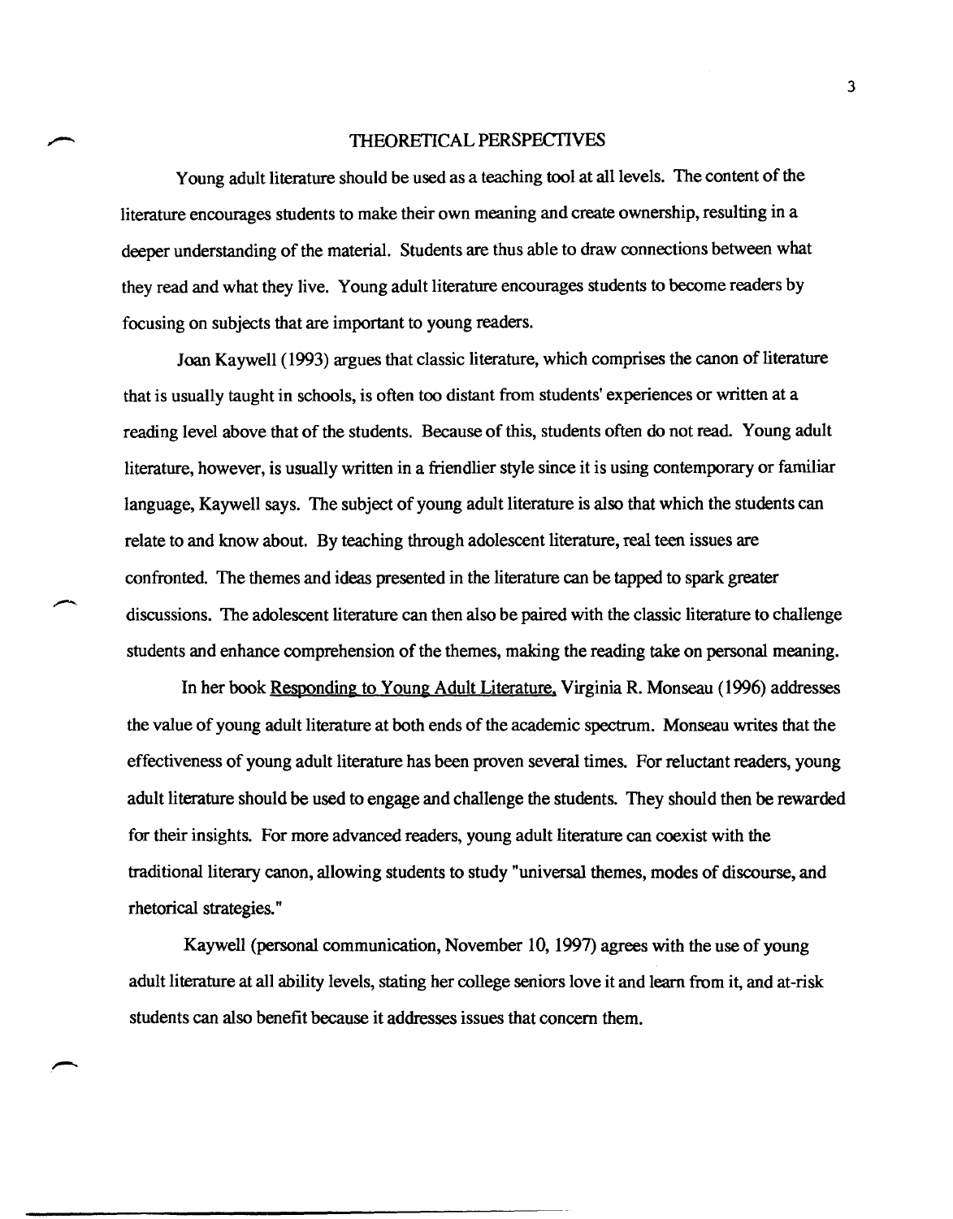# THEORETICAL PERSPECTIVES

Young adult literature should be used as a teaching tool at all levels. The content of the literature encourages students to make their own meaning and create ownership, resulting in a deeper understanding of the material. Students are thus able to draw connections between what they read and what they live. Young adult literature encourages students to become readers by focusing on subjects that are important to young readers.

Joan Kaywell (1993) argues that classic literature, which comprises the canon of literature that is usually taught in schools, is often too distant from students' experiences or written at a reading level above that of the students. Because of this, students often do not read. Young adult literature, however, is usually written in a friendlier style since it is using contemporary or familiar language, Kaywell says. The subject of young adult literature is also that which the students can relate to and know about. By teaching through adolescent literature, real teen issues are confronted. The themes and ideas presented in the literature can be tapped to spark greater discussions. The adolescent literature can then also be paired with the classic literature to challenge students and enhance comprehension of the themes, making the reading take on personal meaning.

In her book Responding to Young Adult Literature, Virginia R. Monseau (1996) addresses the value of young adult literature at both ends of the academic spectrum. Monseau writes that the effectiveness of young adult literature has been proven several times. For reluctant readers, young adult literature should be used to engage and challenge the students. They should then be rewarded for their insights. For more advanced readers, young adult literature can coexist with the traditional literary canon, allowing students to study "universal themes, modes of discourse, and rhetorical strategies."

Kaywell (personal communication, November 10, 1997) agrees with the use of young adult literature at all ability levels, stating her college seniors love it and learn from it, and at-risk students can also benefit because it addresses issues that concern them.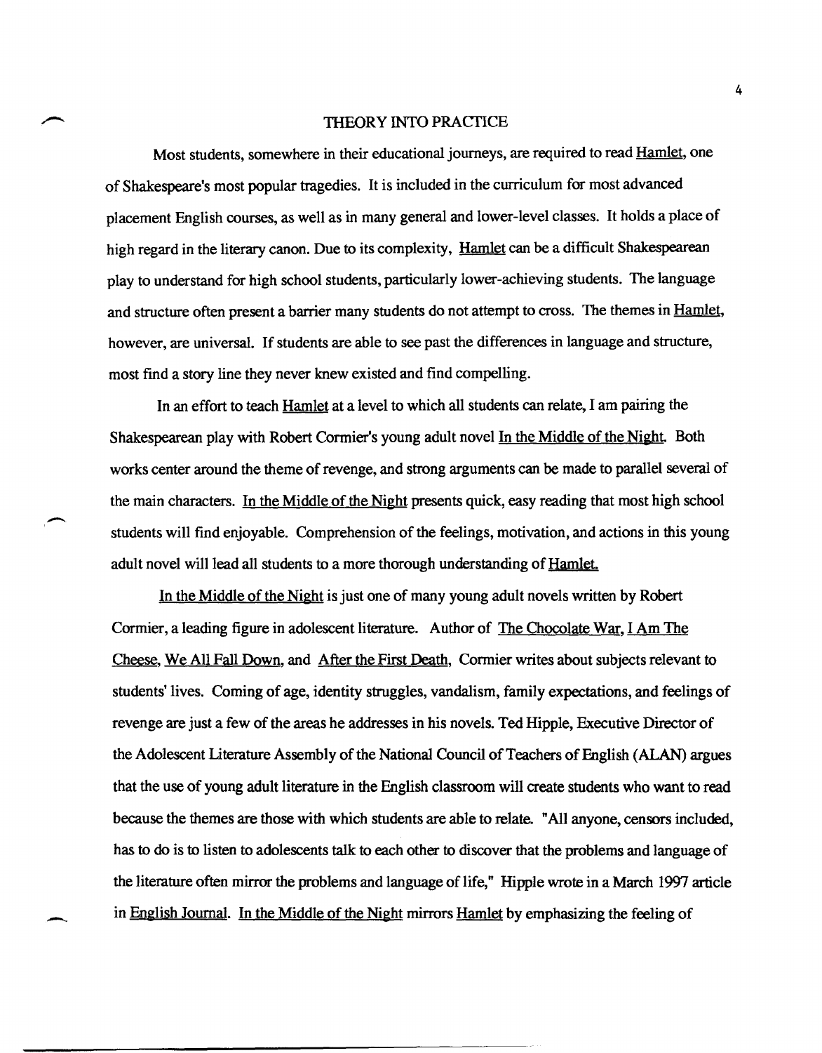# THEORY INTO PRACTICE

Most students, somewhere in their educational journeys, are required to read Hamlet, one of Shakespeare's most popular tragedies. It is included in the curriculum for most advanced placement English courses, as well as in many general and lower-level classes. It holds a place of high regard in the literary canon. Due to its complexity, Hamlet can be a difficult Shakespearean play to understand for high school students, particularly lower-achieving students. The language and structure often present a barrier many students do not attempt to cross. The themes in Hamlet, however, are universal. If students are able to see past the differences in language and structure, most find a story line they never knew existed and find compelling.

In an effort to teach Hamlet at a level to which all students can relate, I am pairing the Shakespearean play with Robert Cormier's young adult novel In the Middle of the Night. Both works center around the theme of revenge, and strong arguments can be made to parallel several of the main characters. In the Middle of the Night presents quick, easy reading that most high school students will find enjoyable. Comprehension of the feelings, motivation, and actions in this young adult novel will lead all students to a more thorough understanding of Hamlet.

In the Middle of the Night is just one of many young adult novels written by Robert Cormier, a leading figure in adolescent literature. Author of The Chocolate War, I Am The Cheese, We All Fall Down, and After the First Death, Cormier writes about subjects relevant to students' lives. Coming of age, identity struggles, vandalism, family expectations, and feelings of revenge are just a few of the areas he addresses in his novels. Ted Hipple, Executive Director of the Adolescent Literature Assembly of the National Council of Teachers of English (ALAN) argues that the use of young adult literature in the English classroom will create students who want to read because the themes are those with which students are able to relate. "All anyone, censors included, has to do is to listen to adolescents talk to each other to discover that the problems and language of the literature often mirror the problems and language of life," Hipple wrote in a March 1997 article in English Journal. In the Middle of the Night mirrors Hamlet by emphasizing the feeling of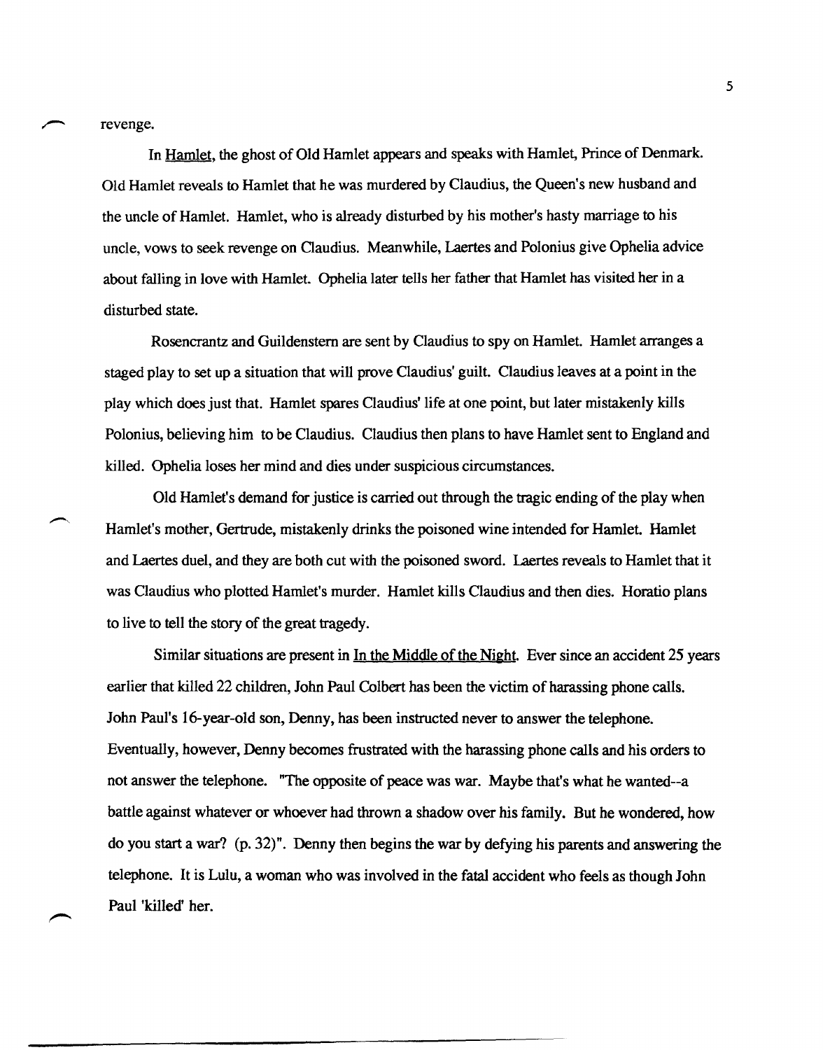revenge.

In Hamlet, the ghost of Old Hamlet appears and speaks with Hamlet, Prince of Denmark. Old Hamlet reveals to Hamlet that he was murdered by Claudius, the Queen's new husband and the uncle of Hamlet. Hamlet, who is already disturbed by his mother's hasty marriage to his uncle, vows to seek revenge on Claudius. Meanwhile, Laertes and Polonius give Ophelia advice about falling in love with Hamlet. Ophelia later tells her father that Hamlet has visited her in a disturbed state.

Rosencrantz and Guildenstern are sent by Claudius to spy on Hamlet. Hamlet arranges a staged play to set up a situation that will prove Claudius' guilt. Claudius leaves at a point in the play which does just that. Hamlet spares Claudius' life at one point, but later mistakenly kills Polonius, believing him to be Claudius. Claudius then plans to have Hamlet sent to England and killed. Ophelia loses her mind and dies under suspicious circumstances.

Old Hamlet's demand for justice is carried out through the tragic ending of the play when Hamlet's mother, Gertrude, mistakenly drinks the poisoned wine intended for Hamlet. Hamlet and Laertes duel, and they are both cut with the poisoned sword. Laertes reveals to Hamlet that it was Claudius who plotted Hamlet's murder. Hamlet kills Claudius and then dies. Horatio plans to live to tell the story of the great tragedy.

Similar situations are present in In the Middle of the Night. Ever since an accident 25 years earlier that killed 22 children, John Paul Colbert has been the victim of harassing phone calls. John Paul's 16-year-old son, Denny, has been instructed never to answer the telephone. Eventually, however, Denny becomes frustrated with the harassing phone calls and his orders to not answer the telephone. "The opposite of peace was war. Maybe that's what he wanted--a battle against whatever or whoever had thrown a shadow over his family. But he wondered, how do you start a war? (p. 32)". Denny then begins the war by defying his parents and answering the telephone. It is Lulu, a woman who was involved in the fatal accident who feels as though John Paul 'killed' her.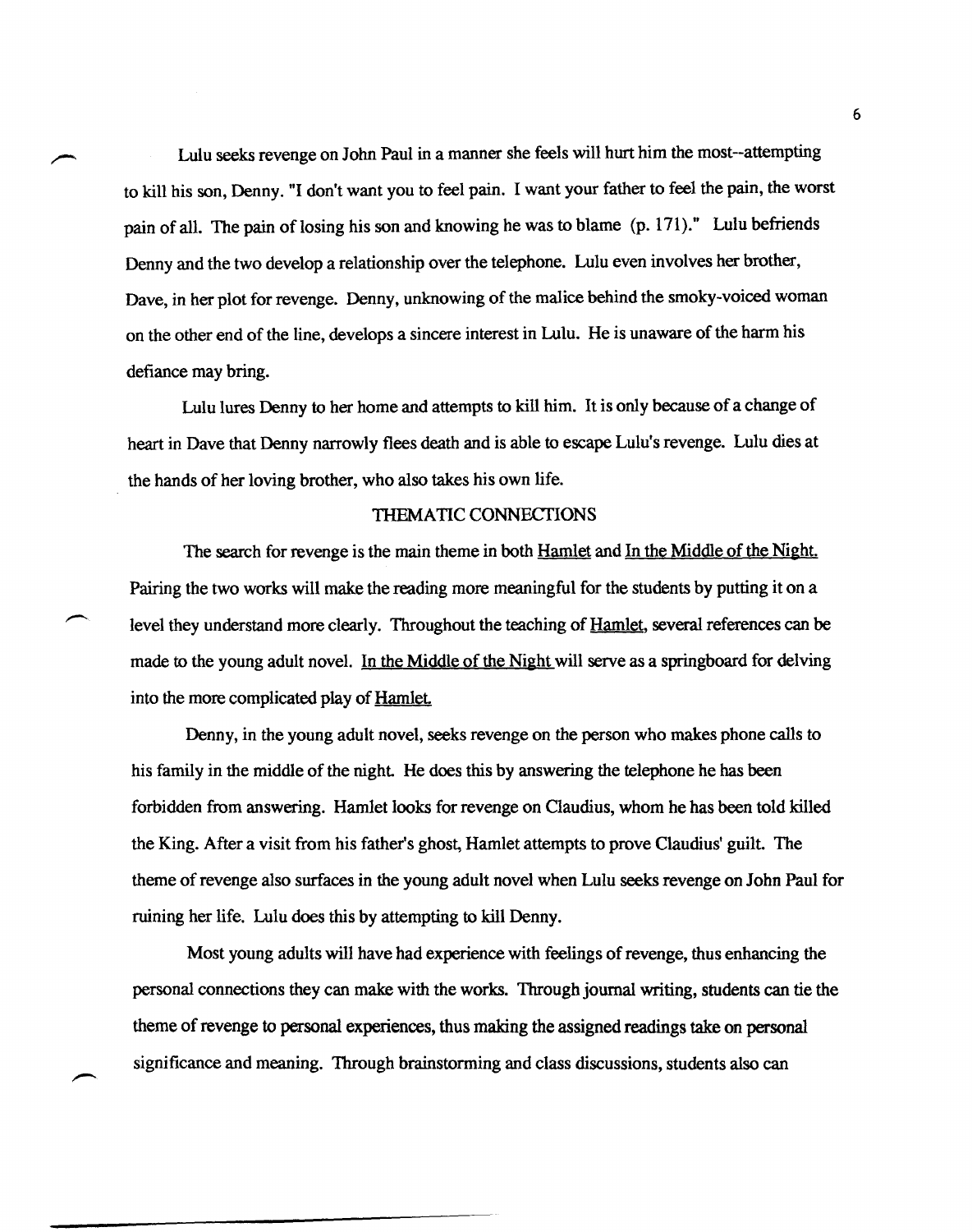Lulu seeks revenge on John Paul in a manner she feels will hurt him the most--attempting to kill his son, Denny. "I don't want you to feel pain. I want your father to feel the pain, the worst pain of all. The pain of losing his son and knowing he was to blame (p. 171)." Lulu befriends Denny and the two develop a relationship over the telephone. Lulu even involves her brother, Dave, in her plot for revenge. Denny, unknowing of the malice behind the smoky-voiced woman on the other end of the line, develops a sincere interest in Lulu. He is unaware of the harm his defiance may bring.

Lulu lures Denny to her home and attempts to kill him. It is only because of a change of heart in Dave that Denny narrowly flees death and is able to escape Lulu's revenge. Lulu dies at the hands of her loving brother, who also takes his own life.

## THEMATIC CONNECTIONS

The search for revenge is the main theme in both Hamlet and In the Middle of the Night. Pairing the two works will make the reading more meaningful for the students by putting it on a level they understand more clearly. Throughout the teaching of Hamlet, several references can be made to the young adult novel. In the Middle of the Night will serve as a springboard for delving into the more complicated play of Hamlet.

Denny, in the young adult novel, seeks revenge on the person who makes phone calls to his family in the middle of the night. He does this by answering the telephone he has been forbidden from answering. Hamlet looks for revenge on Claudius, whom he has been told killed the King. After a visit from his father's ghost, Hamlet attempts to prove Claudius' guilt. The theme of revenge also surfaces in the young adult novel when Lulu seeks revenge on John Paul for ruining her life. Lulu does this by attempting to kill Denny.

Most young adults will have had experience with feelings of revenge, thus enhancing the personal connections they can make with the works. Through journal writing, students can tie the theme of revenge to personal experiences, thus making the assigned readings take on personal significance and meaning. Through brainstorming and class discussions, students also can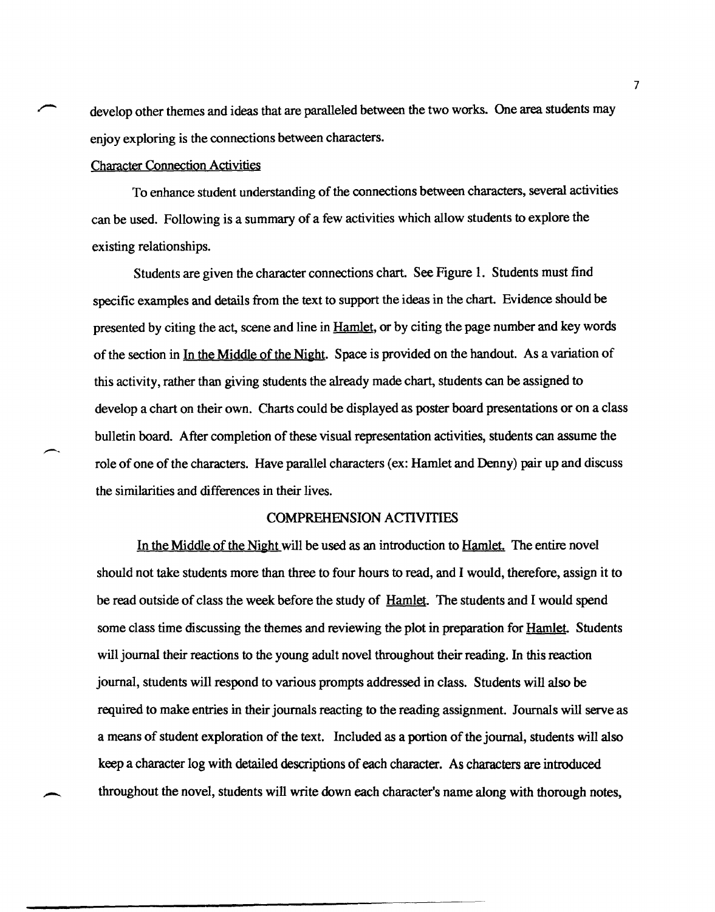develop other themes and ideas that are paralleled between the two works. One area students may enjoy exploring is the connections between characters.

### Character Connection Activities

To enhance student understanding of the connections between characters, several activities can be used. Following is a summary of a few activities which allow students to explore the existing relationships.

Students are given the character connections chart. See Figure 1. Students must find specific examples and details from the text to support the ideas in the chart. Evidence should be presented by citing the act, scene and line in Hamlet, or by citing the page number and key words of the section in In the Middle of the Night. Space is provided on the handout. As a variation of this activity, rather than giving students the already made chart, students can be assigned to develop a chart on their own. Charts could be displayed as poster board presentations or on a class bulletin board. After completion of these visual representation activities, students can assume the role of one of the characters. Have parallel characters (ex: Hamlet and Denny) pair up and discuss the similarities and differences in their lives.

## COMPREHENSION ACTIVITIES

In the Middle of the Night will be used as an introduction to Hamlet. The entire novel should not take students more than three to four hours to read, and I would, therefore, assign it to be read outside of class the week before the study of Hamlet. The students and I would spend some class time discussing the themes and reviewing the plot in preparation for Hamlet. Students will journal their reactions to the young adult novel throughout their reading. In this reaction journal, students will respond to various prompts addressed in class. Students will also be required to make entries in their journals reacting to the reading assignment. Journals will serve as a means of student exploration of the text. Included as a portion of the journal, students will also keep a character log with detailed descriptions of each character. As characters are introduced throughout the novel, students will write down each character's name along with thorough notes,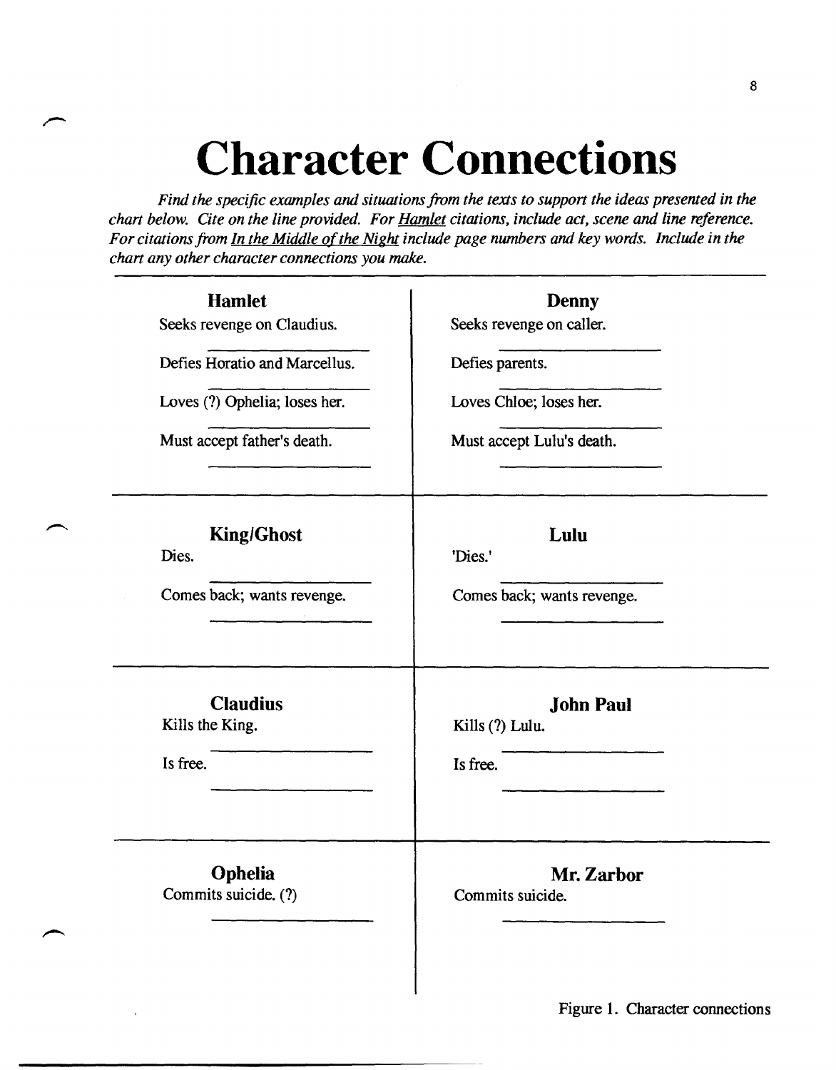# Character Connections

*Find the specific examples and situations from the texts to support the ideas presented in the chart below. Cite on the line provided. For Hamlet citations, include act, scene and line reference. For citations from In the Middle of the Night include page numbers and key words. Include in the chart any other character connections you make.*

| Hamlet | Denny |
| --- | --- |
| Seeks revenge on Claudius. ______ | Seeks revenge on caller. ______ |
| Defies Horatio and Marcellus. ______ | Defies parents. ______ |
| Loves (?) Ophelia; loses her. ______ | Loves Chloe; loses her. ______ |
| Must accept father's death. ______ | Must accept Lulu's death. ______ |
| **King/Ghost** | **Lulu** |
| Dies. ______ | 'Dies.' ______ |
| Comes back; wants revenge. ______ | Comes back; wants revenge. ______ |
| **Claudius** | **John Paul** |
| Kills the King. ______ | Kills (?) Lulu. ______ |
| Is free. ______ | Is free. ______ |
| **Ophelia** | **Mr. Zarbor** |
| Commits suicide. (?) ______ | Commits suicide. ______ |

Figure 1. Character connections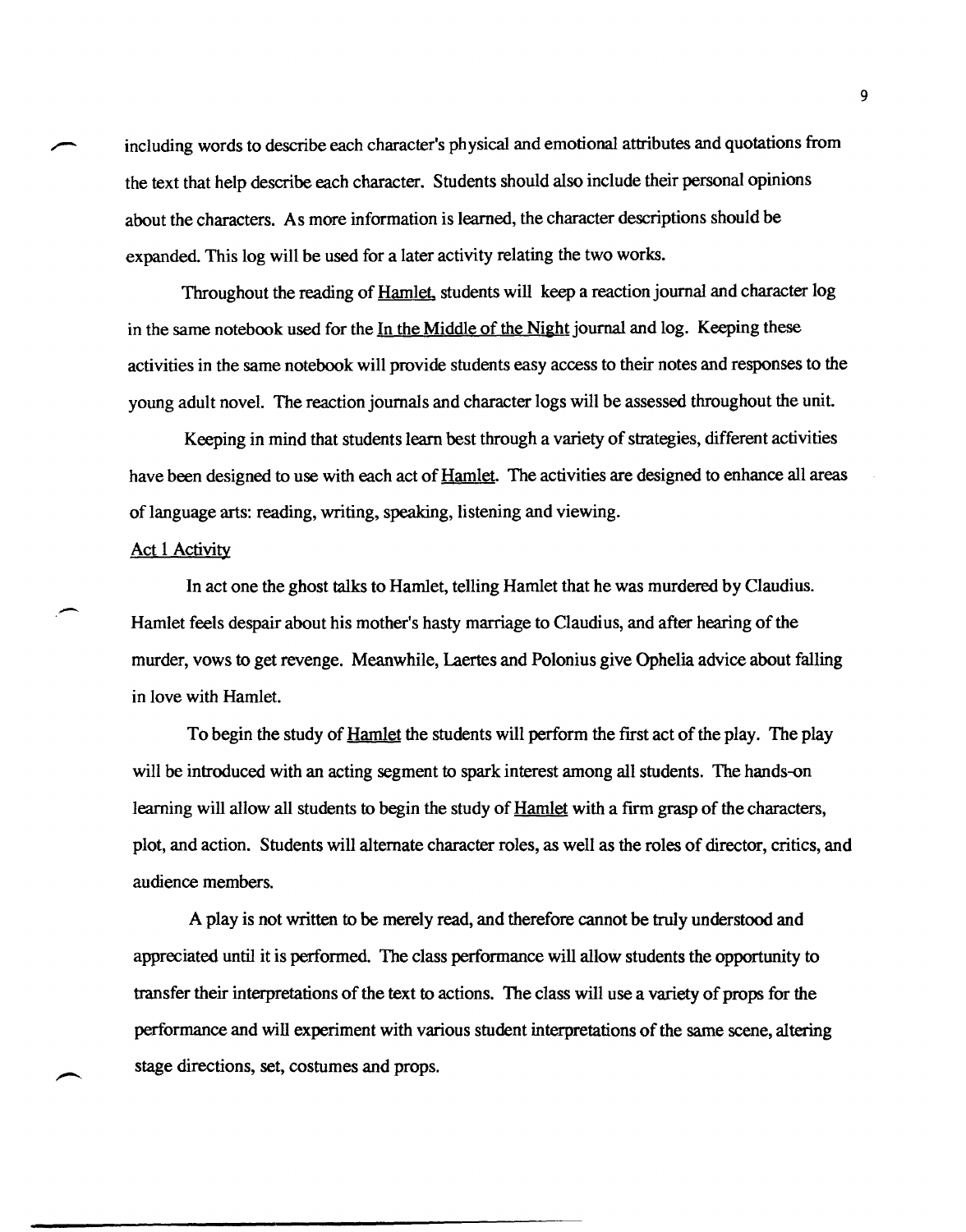including words to describe each character's physical and emotional attributes and quotations from the text that help describe each character. Students should also include their personal opinions about the characters. As more information is learned, the character descriptions should be expanded. This log will be used for a later activity relating the two works.

Throughout the reading of Hamlet, students will keep a reaction journal and character log in the same notebook used for the In the Middle of the Night journal and log. Keeping these activities in the same notebook will provide students easy access to their notes and responses to the young adult novel. The reaction journals and character logs will be assessed throughout the unit.

Keeping in mind that students learn best through a variety of strategies, different activities have been designed to use with each act of Hamlet. The activities are designed to enhance all areas of language arts: reading, writing, speaking, listening and viewing.

Act 1 Activity

In act one the ghost talks to Hamlet, telling Hamlet that he was murdered by Claudius. Hamlet feels despair about his mother's hasty marriage to Claudius, and after hearing of the murder, vows to get revenge. Meanwhile, Laertes and Polonius give Ophelia advice about falling in love with Hamlet.

To begin the study of Hamlet the students will perform the first act of the play. The play will be introduced with an acting segment to spark interest among all students. The hands-on learning will allow all students to begin the study of Hamlet with a firm grasp of the characters, plot, and action. Students will alternate character roles, as well as the roles of director, critics, and audience members.

A play is not written to be merely read, and therefore cannot be truly understood and appreciated until it is performed. The class performance will allow students the opportunity to transfer their interpretations of the text to actions. The class will use a variety of props for the performance and will experiment with various student interpretations of the same scene, altering stage directions, set, costumes and props.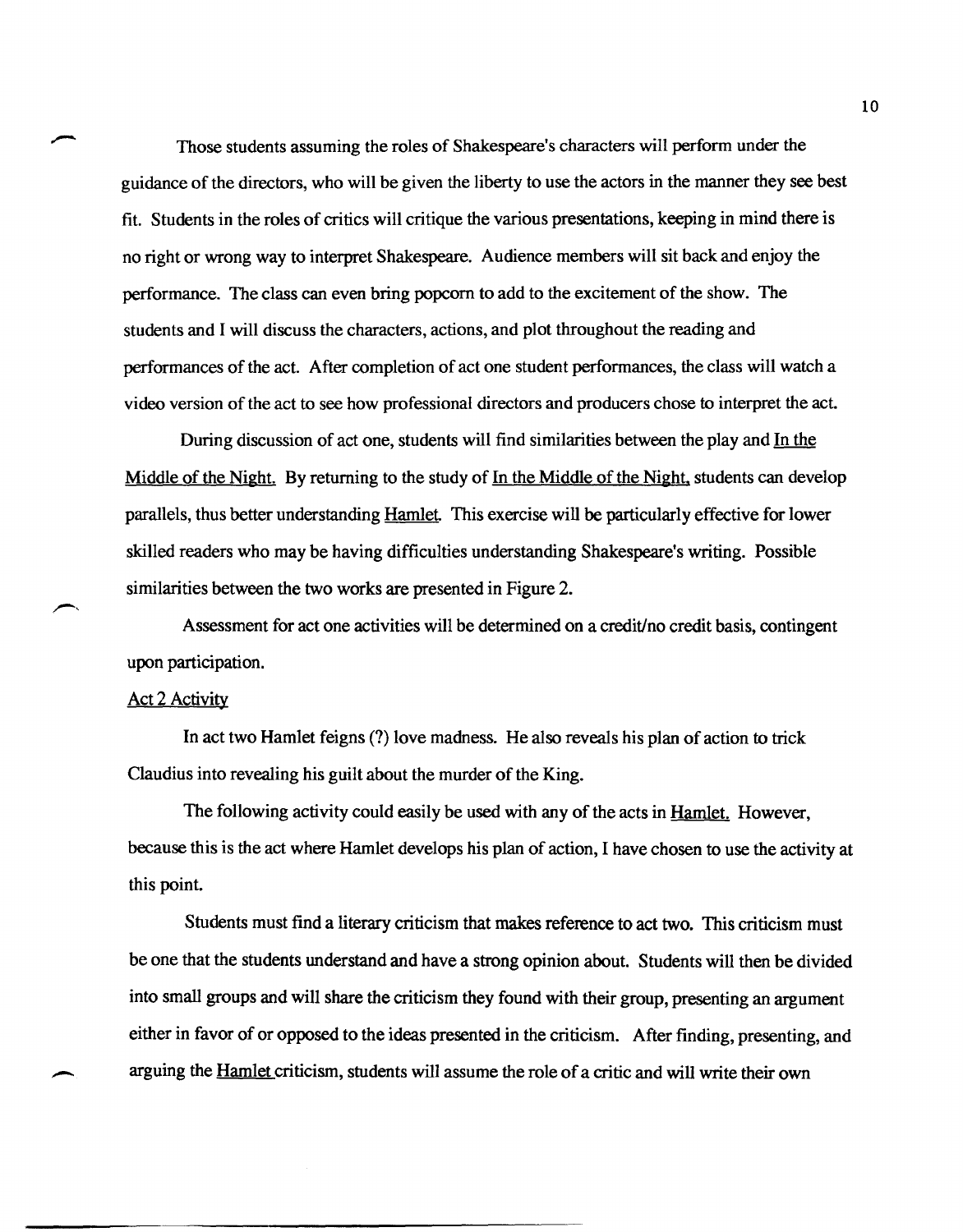Those students assuming the roles of Shakespeare's characters will perform under the guidance of the directors, who will be given the liberty to use the actors in the manner they see best fit. Students in the roles of critics will critique the various presentations, keeping in mind there is no right or wrong way to interpret Shakespeare. Audience members will sit back and enjoy the performance. The class can even bring popcorn to add to the excitement of the show. The students and I will discuss the characters, actions, and plot throughout the reading and performances of the act. After completion of act one student performances, the class will watch a video version of the act to see how professional directors and producers chose to interpret the act.

During discussion of act one, students will find similarities between the play and In the Middle of the Night. By returning to the study of In the Middle of the Night, students can develop parallels, thus better understanding Hamlet. This exercise will be particularly effective for lower skilled readers who may be having difficulties understanding Shakespeare's writing. Possible similarities between the two works are presented in Figure 2.

Assessment for act one activities will be determined on a credit/no credit basis, contingent upon participation.

Act 2 Activity

In act two Hamlet feigns (?) love madness. He also reveals his plan of action to trick Claudius into revealing his guilt about the murder of the King.

The following activity could easily be used with any of the acts in Hamlet. However, because this is the act where Hamlet develops his plan of action, I have chosen to use the activity at this point.

Students must find a literary criticism that makes reference to act two. This criticism must be one that the students understand and have a strong opinion about. Students will then be divided into small groups and will share the criticism they found with their group, presenting an argument either in favor of or opposed to the ideas presented in the criticism. After finding, presenting, and arguing the Hamlet criticism, students will assume the role of a critic and will write their own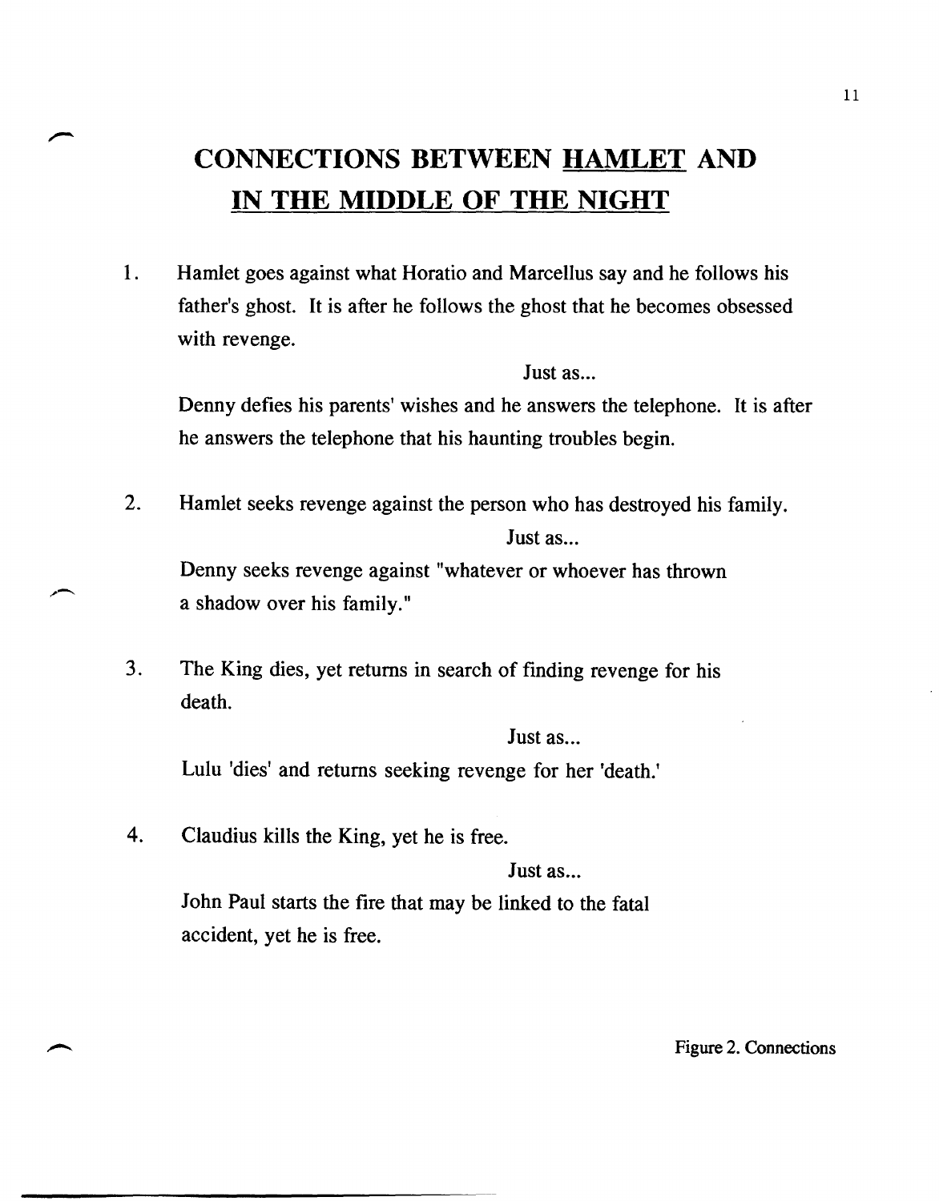# CONNECTIONS BETWEEN <u>HAMLET</u> AND <u>IN THE MIDDLE OF THE NIGHT</u>

1. Hamlet goes against what Horatio and Marcellus say and he follows his father's ghost. It is after he follows the ghost that he becomes obsessed with revenge.

   Just as...

   Denny defies his parents' wishes and he answers the telephone. It is after he answers the telephone that his haunting troubles begin.

2. Hamlet seeks revenge against the person who has destroyed his family.

   Just as...

   Denny seeks revenge against "whatever or whoever has thrown a shadow over his family."

3. The King dies, yet returns in search of finding revenge for his death.

   Just as...

   Lulu 'dies' and returns seeking revenge for her 'death.'

4. Claudius kills the King, yet he is free.

   Just as...

   John Paul starts the fire that may be linked to the fatal accident, yet he is free.

Figure 2. Connections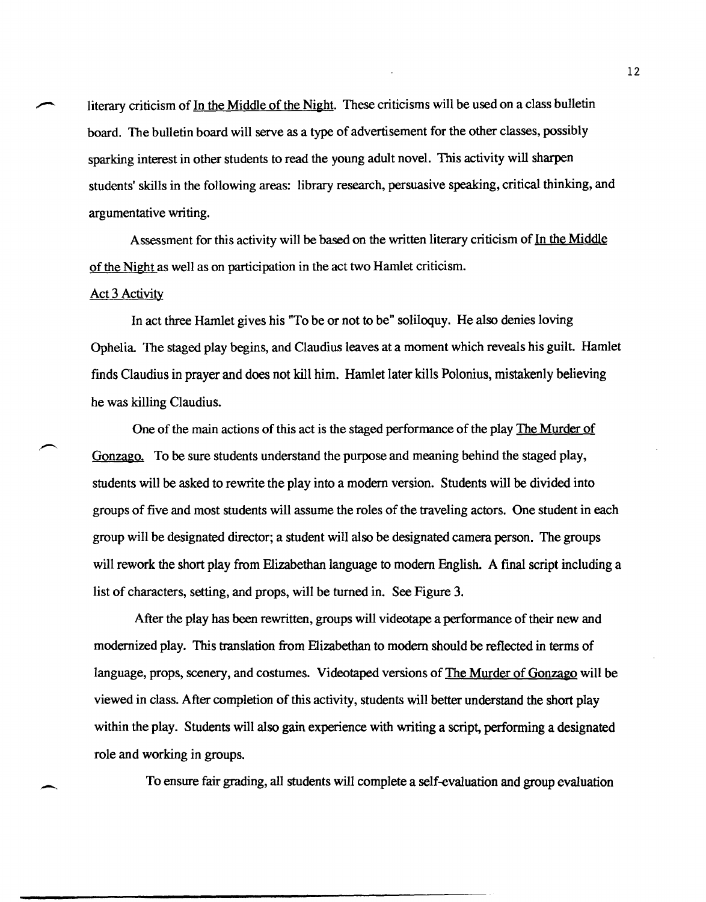literary criticism of In the Middle of the Night. These criticisms will be used on a class bulletin board. The bulletin board will serve as a type of advertisement for the other classes, possibly sparking interest in other students to read the young adult novel. This activity will sharpen students' skills in the following areas: library research, persuasive speaking, critical thinking, and argumentative writing.

Assessment for this activity will be based on the written literary criticism of In the Middle of the Night as well as on participation in the act two Hamlet criticism.

Act 3 Activity

In act three Hamlet gives his "To be or not to be" soliloquy. He also denies loving Ophelia. The staged play begins, and Claudius leaves at a moment which reveals his guilt. Hamlet finds Claudius in prayer and does not kill him. Hamlet later kills Polonius, mistakenly believing he was killing Claudius.

One of the main actions of this act is the staged performance of the play The Murder of Gonzago. To be sure students understand the purpose and meaning behind the staged play, students will be asked to rewrite the play into a modern version. Students will be divided into groups of five and most students will assume the roles of the traveling actors. One student in each group will be designated director; a student will also be designated camera person. The groups will rework the short play from Elizabethan language to modern English. A final script including a list of characters, setting, and props, will be turned in. See Figure 3.

After the play has been rewritten, groups will videotape a performance of their new and modernized play. This translation from Elizabethan to modern should be reflected in terms of language, props, scenery, and costumes. Videotaped versions of The Murder of Gonzago will be viewed in class. After completion of this activity, students will better understand the short play within the play. Students will also gain experience with writing a script, performing a designated role and working in groups.

To ensure fair grading, all students will complete a self-evaluation and group evaluation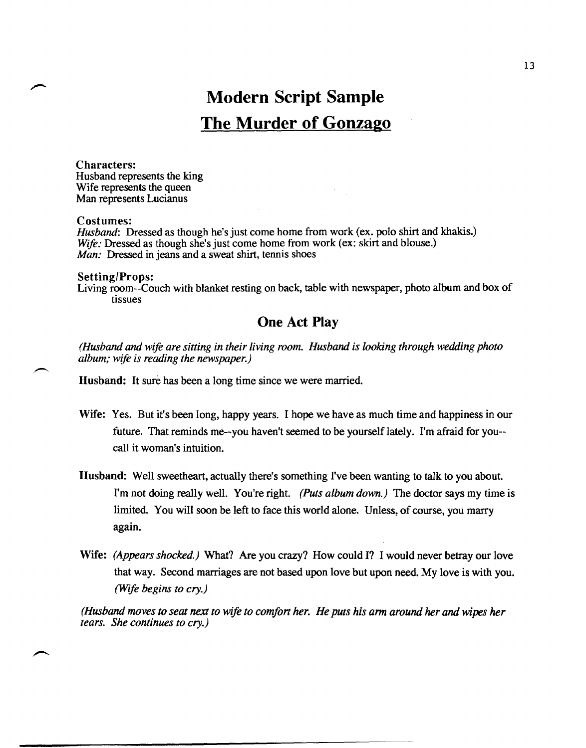# Modern Script Sample

# The Murder of Gonzago

### Characters:

Husband represents the king
Wife represents the queen
Man represents Lucianus

### Costumes:

*Husband*: Dressed as though he's just come home from work (ex. polo shirt and khakis.)
*Wife:* Dressed as though she's just come home from work (ex: skirt and blouse.)
*Man:* Dressed in jeans and a sweat shirt, tennis shoes

### Setting/Props:

Living room--Couch with blanket resting on back, table with newspaper, photo album and box of tissues

## One Act Play

*(Husband and wife are sitting in their living room. Husband is looking through wedding photo album; wife is reading the newspaper.)*

**Husband:** It sure has been a long time since we were married.

**Wife:** Yes. But it's been long, happy years. I hope we have as much time and happiness in our future. That reminds me--you haven't seemed to be yourself lately. I'm afraid for you--call it woman's intuition.

**Husband:** Well sweetheart, actually there's something I've been wanting to talk to you about. I'm not doing really well. You're right. *(Puts album down.)* The doctor says my time is limited. You will soon be left to face this world alone. Unless, of course, you marry again.

**Wife:** *(Appears shocked.)* What? Are you crazy? How could I? I would never betray our love that way. Second marriages are not based upon love but upon need. My love is with you. *(Wife begins to cry.)*

*(Husband moves to seat next to wife to comfort her. He puts his arm around her and wipes her tears. She continues to cry.)*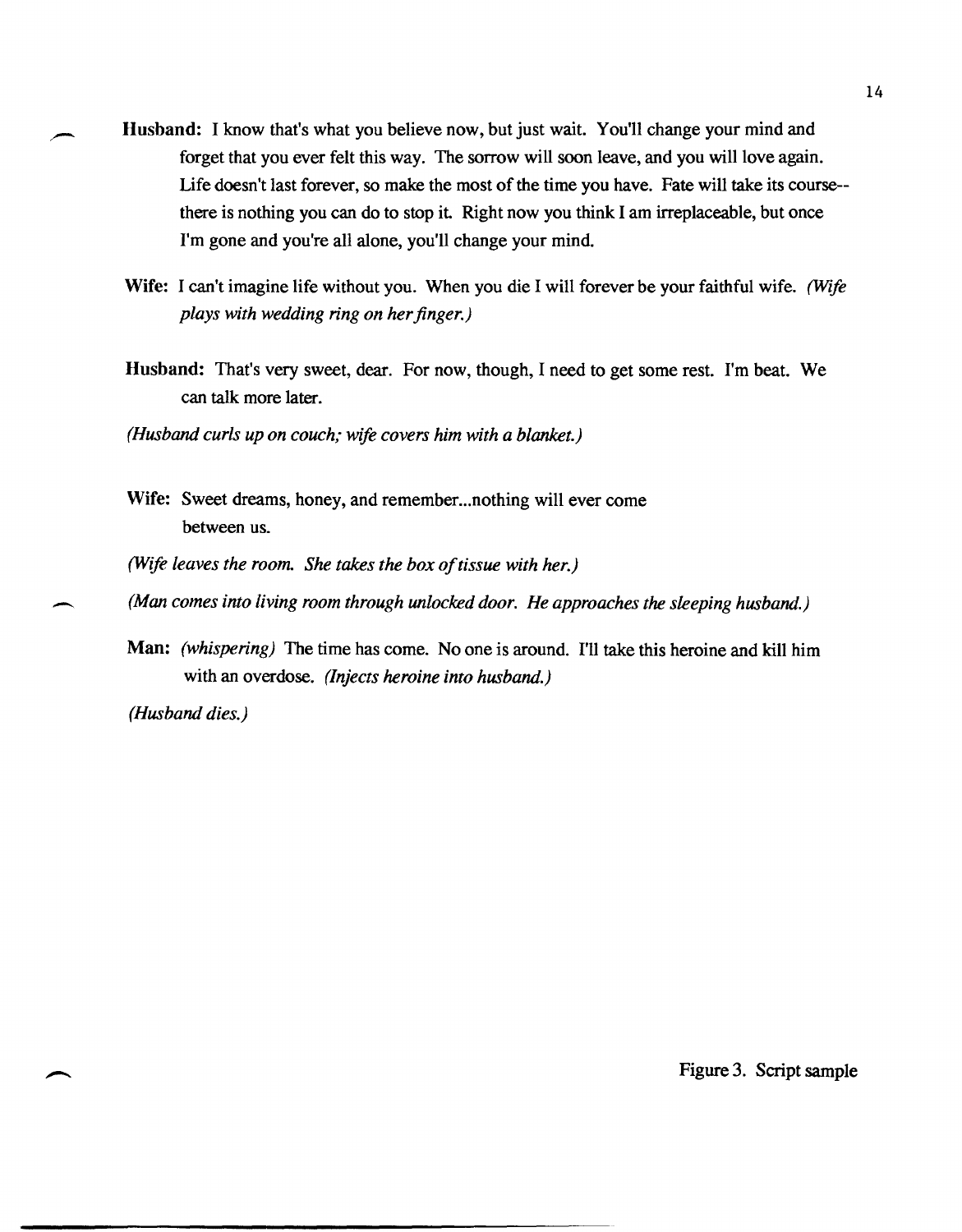**Husband:** I know that's what you believe now, but just wait. You'll change your mind and forget that you ever felt this way. The sorrow will soon leave, and you will love again. Life doesn't last forever, so make the most of the time you have. Fate will take its course--there is nothing you can do to stop it. Right now you think I am irreplaceable, but once I'm gone and you're all alone, you'll change your mind.

**Wife:** I can't imagine life without you. When you die I will forever be your faithful wife. *(Wife plays with wedding ring on her finger.)*

**Husband:** That's very sweet, dear. For now, though, I need to get some rest. I'm beat. We can talk more later.

*(Husband curls up on couch; wife covers him with a blanket.)*

**Wife:** Sweet dreams, honey, and remember...nothing will ever come between us.

*(Wife leaves the room. She takes the box of tissue with her.)*

*(Man comes into living room through unlocked door. He approaches the sleeping husband.)*

**Man:** *(whispering)* The time has come. No one is around. I'll take this heroine and kill him with an overdose. *(Injects heroine into husband.)*

*(Husband dies.)*

Figure 3. Script sample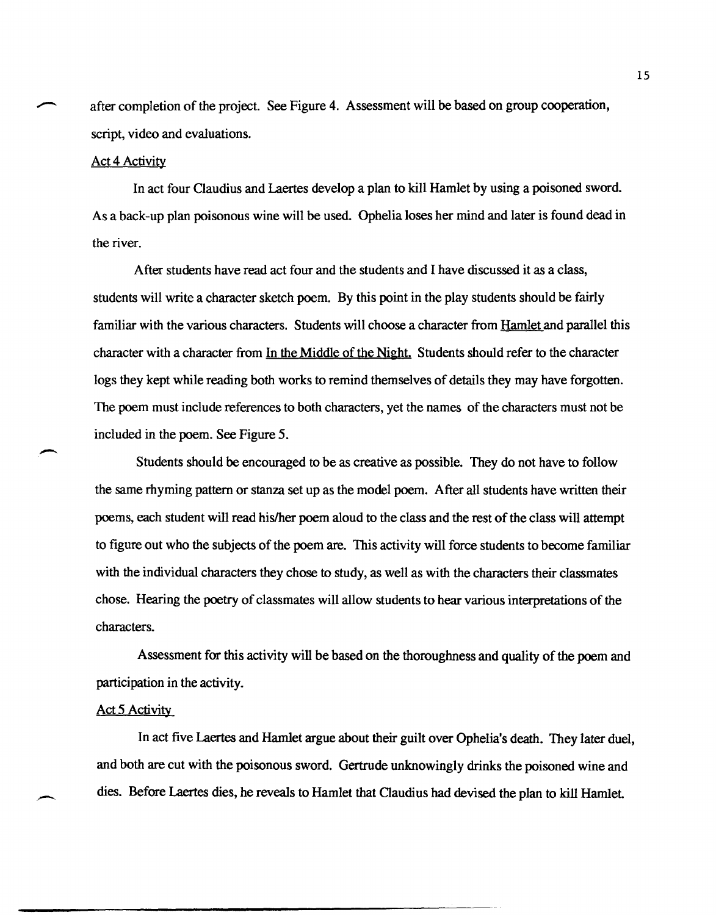after completion of the project. See Figure 4. Assessment will be based on group cooperation, script, video and evaluations.

<u>Act 4 Activity</u>

In act four Claudius and Laertes develop a plan to kill Hamlet by using a poisoned sword. As a back-up plan poisonous wine will be used. Ophelia loses her mind and later is found dead in the river.

After students have read act four and the students and I have discussed it as a class, students will write a character sketch poem. By this point in the play students should be fairly familiar with the various characters. Students will choose a character from <u>Hamlet</u> and parallel this character with a character from <u>In the Middle of the Night.</u> Students should refer to the character logs they kept while reading both works to remind themselves of details they may have forgotten. The poem must include references to both characters, yet the names of the characters must not be included in the poem. See Figure 5.

Students should be encouraged to be as creative as possible. They do not have to follow the same rhyming pattern or stanza set up as the model poem. After all students have written their poems, each student will read his/her poem aloud to the class and the rest of the class will attempt to figure out who the subjects of the poem are. This activity will force students to become familiar with the individual characters they chose to study, as well as with the characters their classmates chose. Hearing the poetry of classmates will allow students to hear various interpretations of the characters.

Assessment for this activity will be based on the thoroughness and quality of the poem and participation in the activity.

<u>Act 5 Activity</u>

In act five Laertes and Hamlet argue about their guilt over Ophelia's death. They later duel, and both are cut with the poisonous sword. Gertrude unknowingly drinks the poisoned wine and dies. Before Laertes dies, he reveals to Hamlet that Claudius had devised the plan to kill Hamlet.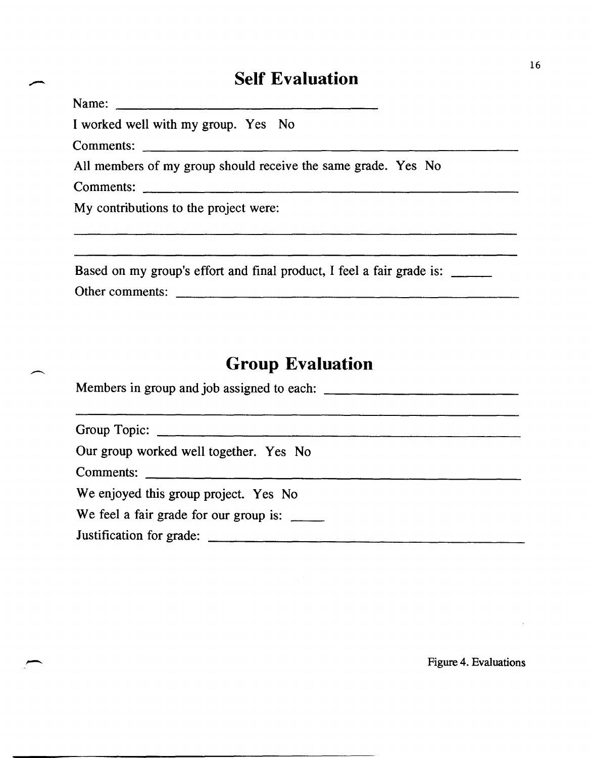## Self Evaluation

Name: ________________________________

I worked well with my group. Yes No

Comments: ________________________________________________

All members of my group should receive the same grade. Yes No

Comments: ________________________________________________

My contributions to the project were:

________________________________________________________

________________________________________________________

Based on my group's effort and final product, I feel a fair grade is: ______

Other comments: ____________________________________________

## Group Evaluation

Members in group and job assigned to each: ______________________

________________________________________________________

Group Topic: ______________________________________________

Our group worked well together. Yes No

Comments: ________________________________________________

We enjoyed this group project. Yes No

We feel a fair grade for our group is: _____

Justification for grade: ______________________________________

Figure 4. Evaluations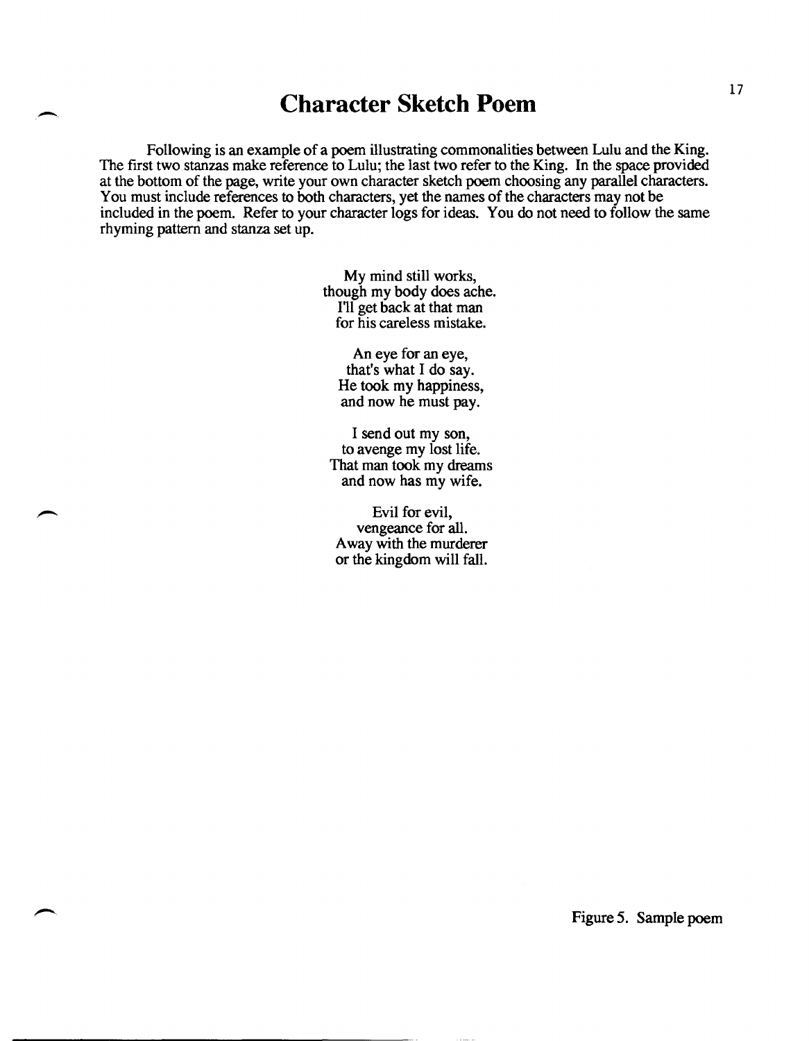# Character Sketch Poem

Following is an example of a poem illustrating commonalities between Lulu and the King. The first two stanzas make reference to Lulu; the last two refer to the King. In the space provided at the bottom of the page, write your own character sketch poem choosing any parallel characters. You must include references to both characters, yet the names of the characters may not be included in the poem. Refer to your character logs for ideas. You do not need to follow the same rhyming pattern and stanza set up.

My mind still works,  
though my body does ache.  
I'll get back at that man  
for his careless mistake.

An eye for an eye,  
that's what I do say.  
He took my happiness,  
and now he must pay.

I send out my son,  
to avenge my lost life.  
That man took my dreams  
and now has my wife.

Evil for evil,  
vengeance for all.  
Away with the murderer  
or the kingdom will fall.

Figure 5. Sample poem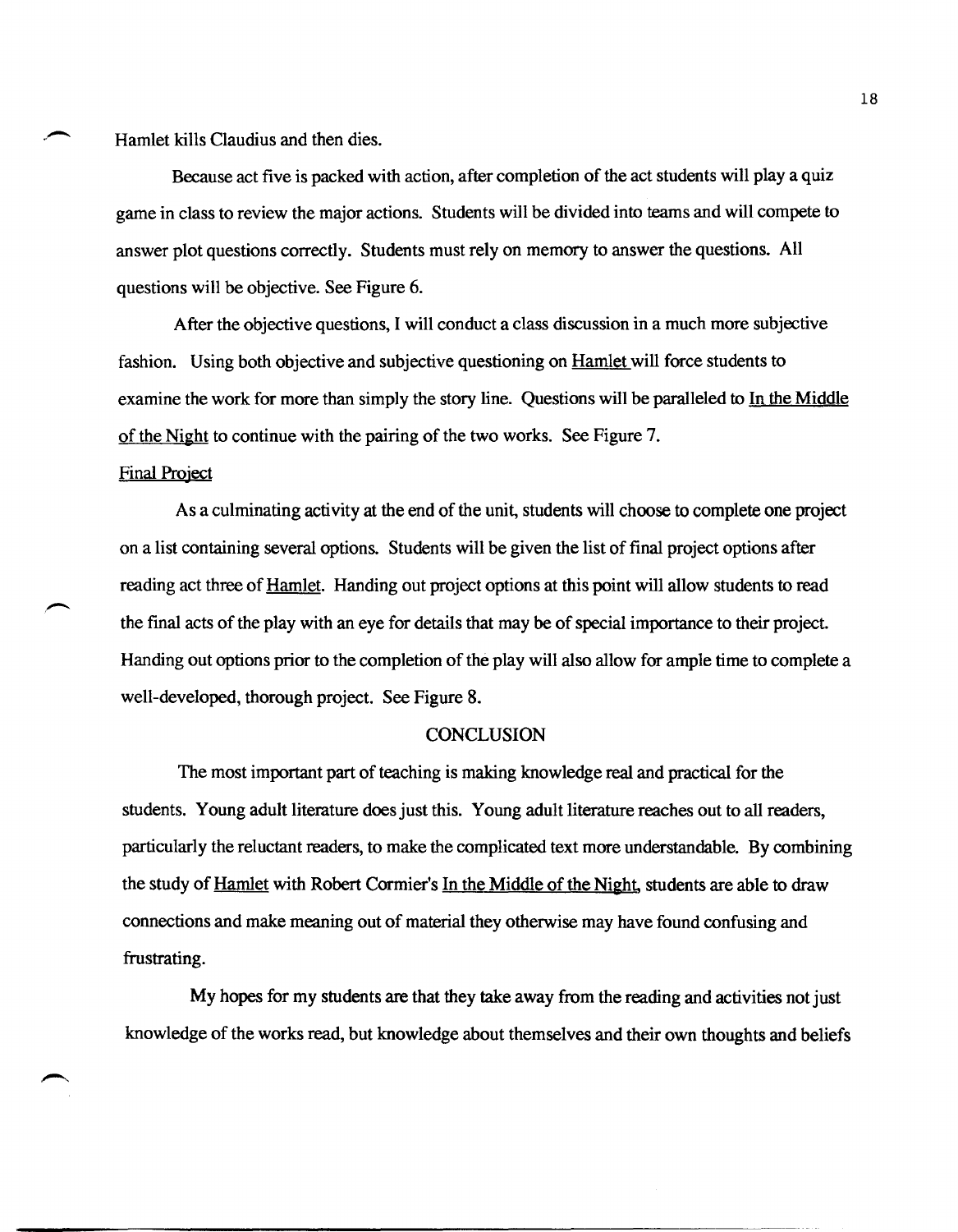Hamlet kills Claudius and then dies.

Because act five is packed with action, after completion of the act students will play a quiz game in class to review the major actions. Students will be divided into teams and will compete to answer plot questions correctly. Students must rely on memory to answer the questions. All questions will be objective. See Figure 6.

After the objective questions, I will conduct a class discussion in a much more subjective fashion. Using both objective and subjective questioning on Hamlet will force students to examine the work for more than simply the story line. Questions will be paralleled to In the Middle of the Night to continue with the pairing of the two works. See Figure 7.

Final Project

As a culminating activity at the end of the unit, students will choose to complete one project on a list containing several options. Students will be given the list of final project options after reading act three of Hamlet. Handing out project options at this point will allow students to read the final acts of the play with an eye for details that may be of special importance to their project. Handing out options prior to the completion of the play will also allow for ample time to complete a well-developed, thorough project. See Figure 8.

## CONCLUSION

The most important part of teaching is making knowledge real and practical for the students. Young adult literature does just this. Young adult literature reaches out to all readers, particularly the reluctant readers, to make the complicated text more understandable. By combining the study of Hamlet with Robert Cormier's In the Middle of the Night, students are able to draw connections and make meaning out of material they otherwise may have found confusing and frustrating.

My hopes for my students are that they take away from the reading and activities not just knowledge of the works read, but knowledge about themselves and their own thoughts and beliefs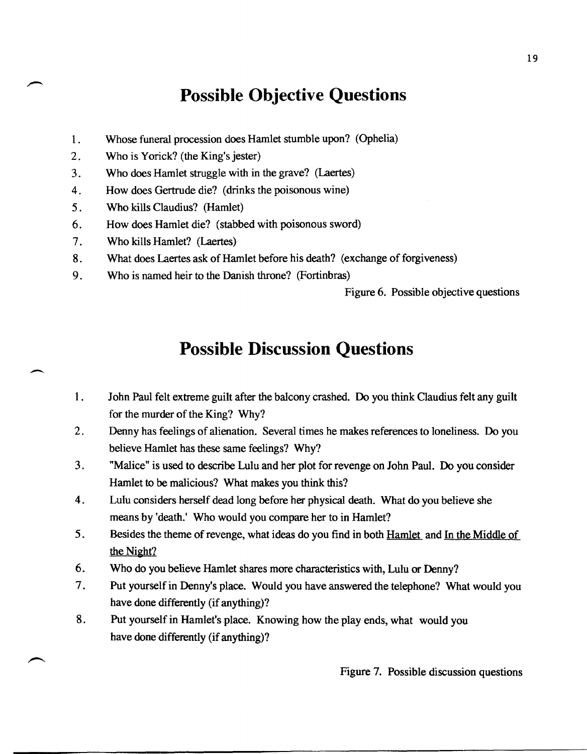## Possible Objective Questions

1. Whose funeral procession does Hamlet stumble upon? (Ophelia)
2. Who is Yorick? (the King's jester)
3. Who does Hamlet struggle with in the grave? (Laertes)
4. How does Gertrude die? (drinks the poisonous wine)
5. Who kills Claudius? (Hamlet)
6. How does Hamlet die? (stabbed with poisonous sword)
7. Who kills Hamlet? (Laertes)
8. What does Laertes ask of Hamlet before his death? (exchange of forgiveness)
9. Who is named heir to the Danish throne? (Fortinbras)

Figure 6. Possible objective questions

## Possible Discussion Questions

1. John Paul felt extreme guilt after the balcony crashed. Do you think Claudius felt any guilt for the murder of the King? Why?
2. Denny has feelings of alienation. Several times he makes references to loneliness. Do you believe Hamlet has these same feelings? Why?
3. "Malice" is used to describe Lulu and her plot for revenge on John Paul. Do you consider Hamlet to be malicious? What makes you think this?
4. Lulu considers herself dead long before her physical death. What do you believe she means by 'death.' Who would you compare her to in Hamlet?
5. Besides the theme of revenge, what ideas do you find in both <u>Hamlet</u> and <u>In the Middle of the Night?</u>
6. Who do you believe Hamlet shares more characteristics with, Lulu or Denny?
7. Put yourself in Denny's place. Would you have answered the telephone? What would you have done differently (if anything)?
8. Put yourself in Hamlet's place. Knowing how the play ends, what would you have done differently (if anything)?

Figure 7. Possible discussion questions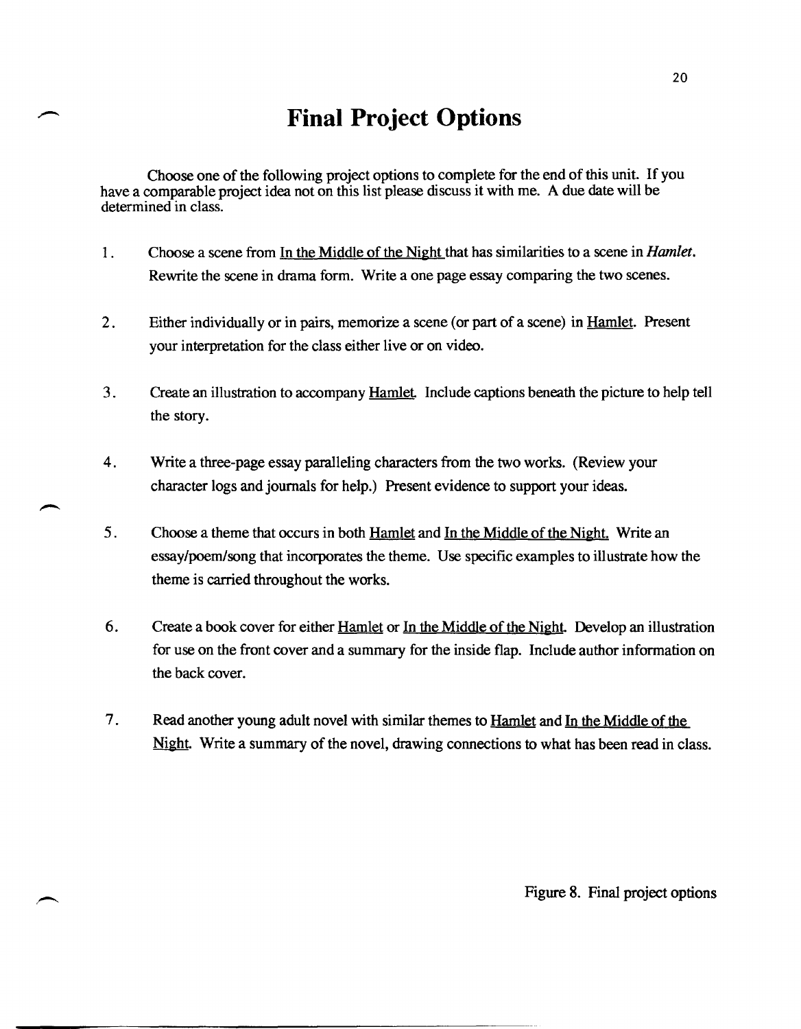# Final Project Options

Choose one of the following project options to complete for the end of this unit. If you have a comparable project idea not on this list please discuss it with me. A due date will be determined in class.

1. Choose a scene from In the Middle of the Night that has similarities to a scene in *Hamlet*. Rewrite the scene in drama form. Write a one page essay comparing the two scenes.

2. Either individually or in pairs, memorize a scene (or part of a scene) in Hamlet. Present your interpretation for the class either live or on video.

3. Create an illustration to accompany Hamlet. Include captions beneath the picture to help tell the story.

4. Write a three-page essay paralleling characters from the two works. (Review your character logs and journals for help.) Present evidence to support your ideas.

5. Choose a theme that occurs in both Hamlet and In the Middle of the Night. Write an essay/poem/song that incorporates the theme. Use specific examples to illustrate how the theme is carried throughout the works.

6. Create a book cover for either Hamlet or In the Middle of the Night. Develop an illustration for use on the front cover and a summary for the inside flap. Include author information on the back cover.

7. Read another young adult novel with similar themes to Hamlet and In the Middle of the Night. Write a summary of the novel, drawing connections to what has been read in class.

Figure 8. Final project options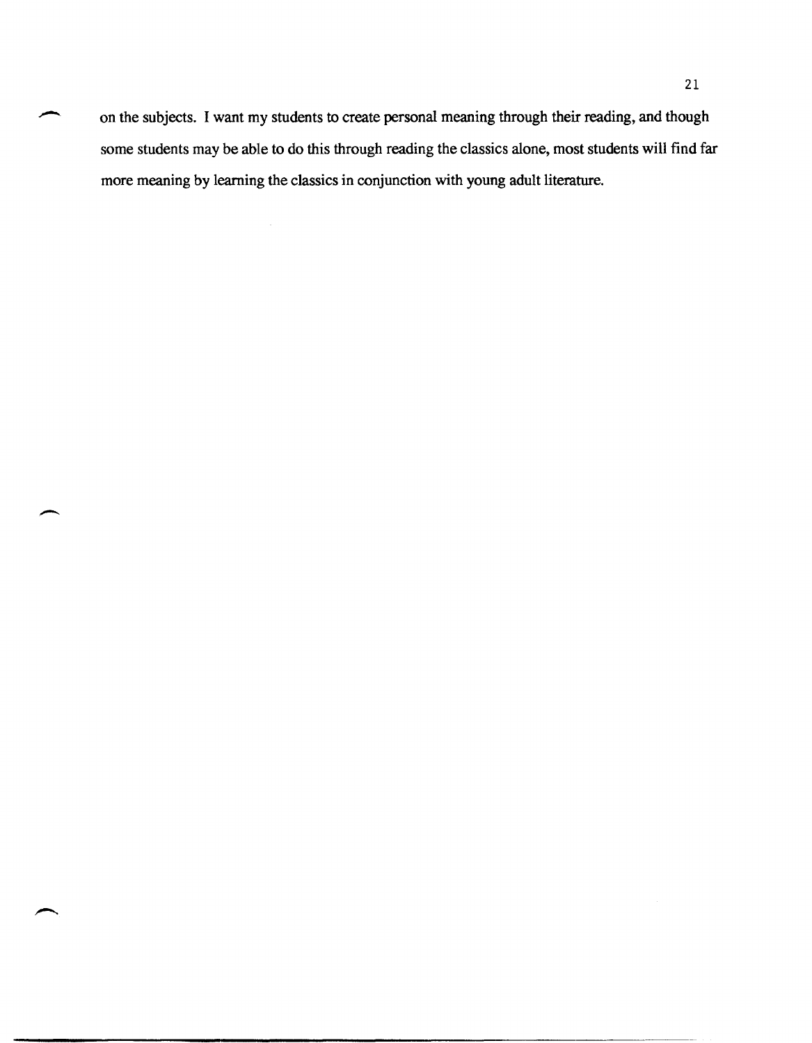on the subjects. I want my students to create personal meaning through their reading, and though some students may be able to do this through reading the classics alone, most students will find far more meaning by learning the classics in conjunction with young adult literature.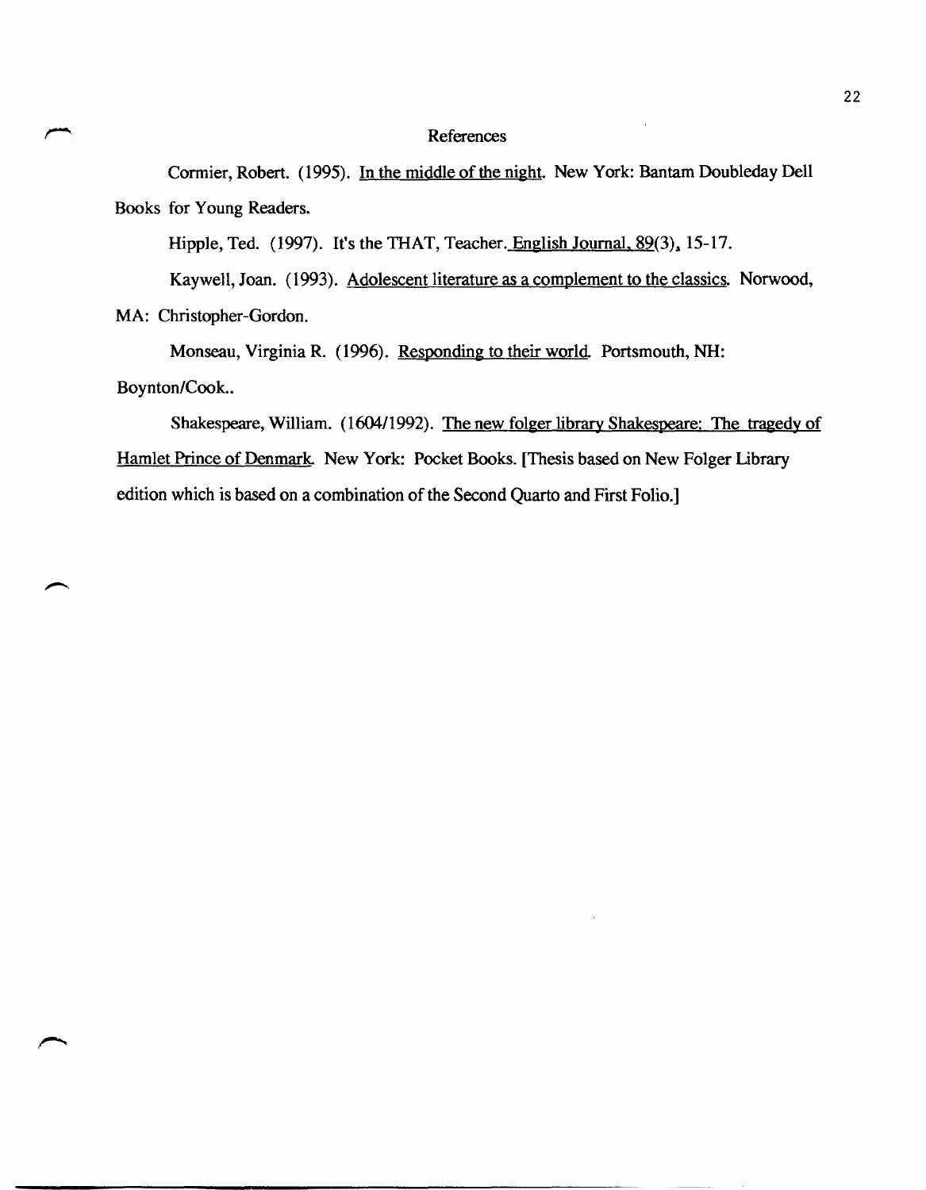# References

Cormier, Robert. (1995). In the middle of the night. New York: Bantam Doubleday Dell Books for Young Readers.

Hipple, Ted. (1997). It's the THAT, Teacher. English Journal, 89(3), 15-17.

Kaywell, Joan. (1993). Adolescent literature as a complement to the classics. Norwood, MA: Christopher-Gordon.

Monseau, Virginia R. (1996). Responding to their world. Portsmouth, NH: Boynton/Cook..

Shakespeare, William. (1604/1992). The new folger library Shakespeare: The tragedy of Hamlet Prince of Denmark. New York: Pocket Books. [Thesis based on New Folger Library edition which is based on a combination of the Second Quarto and First Folio.]